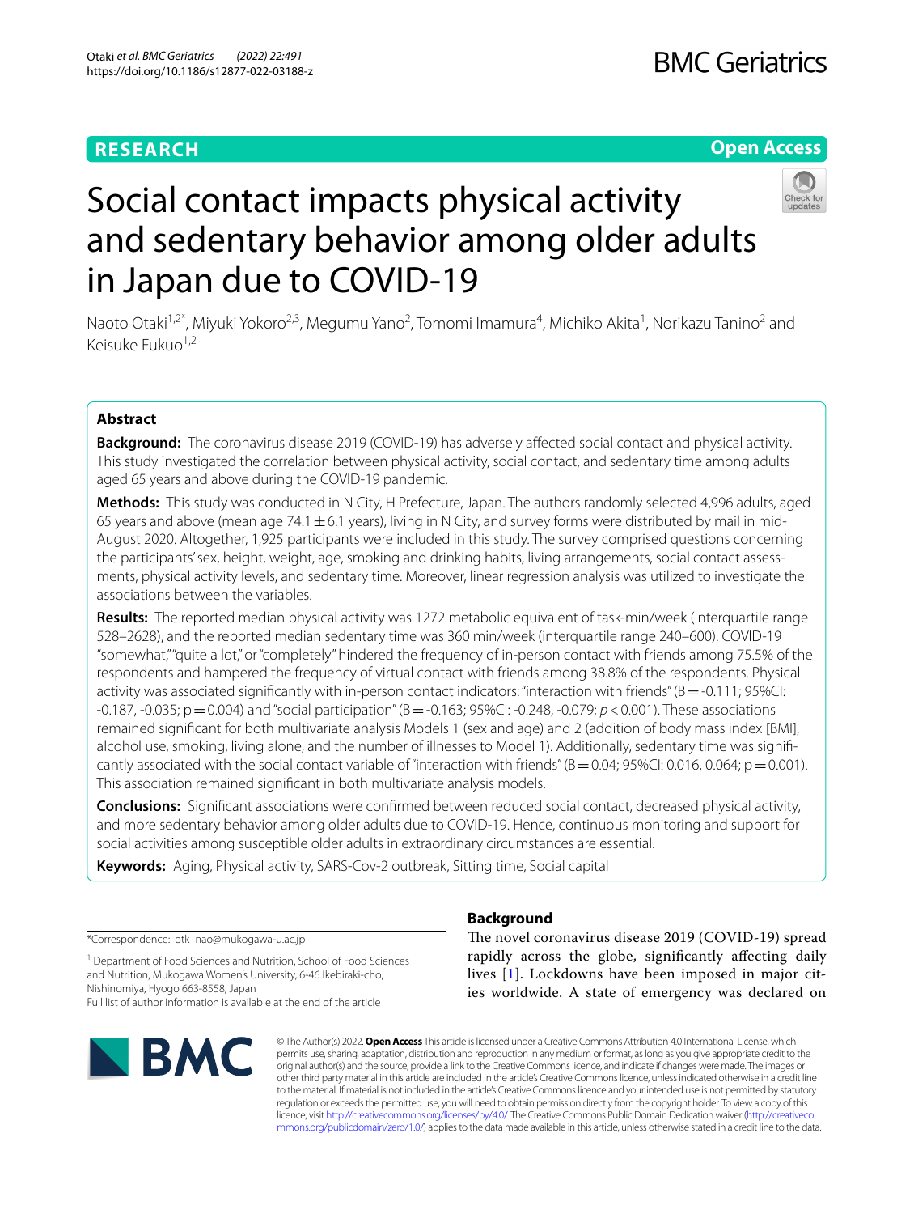RESEARCH

Open Access

# Social contact impacts physical activity and sedentary behavior among older adults in Japan due to COVID-19

Naoto Otaki[1,2*], Miyuki Yokoro[2,3], Megumu Yano[2], Tomomi Imamura[4], Michiko Akita[1], Norikazu Tanino[2] and Keisuke Fukuo[1,2]

## Abstract

**Background:** The coronavirus disease 2019 (COVID-19) has adversely affected social contact and physical activity. This study investigated the correlation between physical activity, social contact, and sedentary time among adults aged 65 years and above during the COVID-19 pandemic.

**Methods:** This study was conducted in N City, H Prefecture, Japan. The authors randomly selected 4,996 adults, aged 65 years and above (mean age 74.1 ± 6.1 years), living in N City, and survey forms were distributed by mail in mid-August 2020. Altogether, 1,925 participants were included in this study. The survey comprised questions concerning the participants' sex, height, weight, age, smoking and drinking habits, living arrangements, social contact assessments, physical activity levels, and sedentary time. Moreover, linear regression analysis was utilized to investigate the associations between the variables.

**Results:** The reported median physical activity was 1272 metabolic equivalent of task-min/week (interquartile range 528–2628), and the reported median sedentary time was 360 min/week (interquartile range 240–600). COVID-19 "somewhat," "quite a lot," or "completely" hindered the frequency of in-person contact with friends among 75.5% of the respondents and hampered the frequency of virtual contact with friends among 38.8% of the respondents. Physical activity was associated significantly with in-person contact indicators: "interaction with friends" (B = -0.111; 95%CI: -0.187, -0.035; p = 0.004) and "social participation" (B = -0.163; 95%CI: -0.248, -0.079; $p < 0.001$). These associations remained significant for both multivariate analysis Models 1 (sex and age) and 2 (addition of body mass index [BMI], alcohol use, smoking, living alone, and the number of illnesses to Model 1). Additionally, sedentary time was significantly associated with the social contact variable of "interaction with friends" (B = 0.04; 95%CI: 0.016, 0.064; p = 0.001). This association remained significant in both multivariate analysis models.

**Conclusions:** Significant associations were confirmed between reduced social contact, decreased physical activity, and more sedentary behavior among older adults due to COVID-19. Hence, continuous monitoring and support for social activities among susceptible older adults in extraordinary circumstances are essential.

**Keywords:** Aging, Physical activity, SARS-Cov-2 outbreak, Sitting time, Social capital

*Correspondence: otk_nao@mukogawa-u.ac.jp

[1] Department of Food Sciences and Nutrition, School of Food Sciences and Nutrition, Mukogawa Women's University, 6-46 Ikebiraki-cho, Nishinomiya, Hyogo 663-8558, Japan

Full list of author information is available at the end of the article

## Background

The novel coronavirus disease 2019 (COVID-19) spread rapidly across the globe, significantly affecting daily lives [1]. Lockdowns have been imposed in major cities worldwide. A state of emergency was declared on

© The Author(s) 2022. **Open Access** This article is licensed under a Creative Commons Attribution 4.0 International License, which permits use, sharing, adaptation, distribution and reproduction in any medium or format, as long as you give appropriate credit to the original author(s) and the source, provide a link to the Creative Commons licence, and indicate if changes were made. The images or other third party material in this article are included in the article's Creative Commons licence, unless indicated otherwise in a credit line to the material. If material is not included in the article's Creative Commons licence and your intended use is not permitted by statutory regulation or exceeds the permitted use, you will need to obtain permission directly from the copyright holder. To view a copy of this licence, visit http://creativecommons.org/licenses/by/4.0/. The Creative Commons Public Domain Dedication waiver (http://creativecommons.org/publicdomain/zero/1.0/) applies to the data made available in this article, unless otherwise stated in a credit line to the data.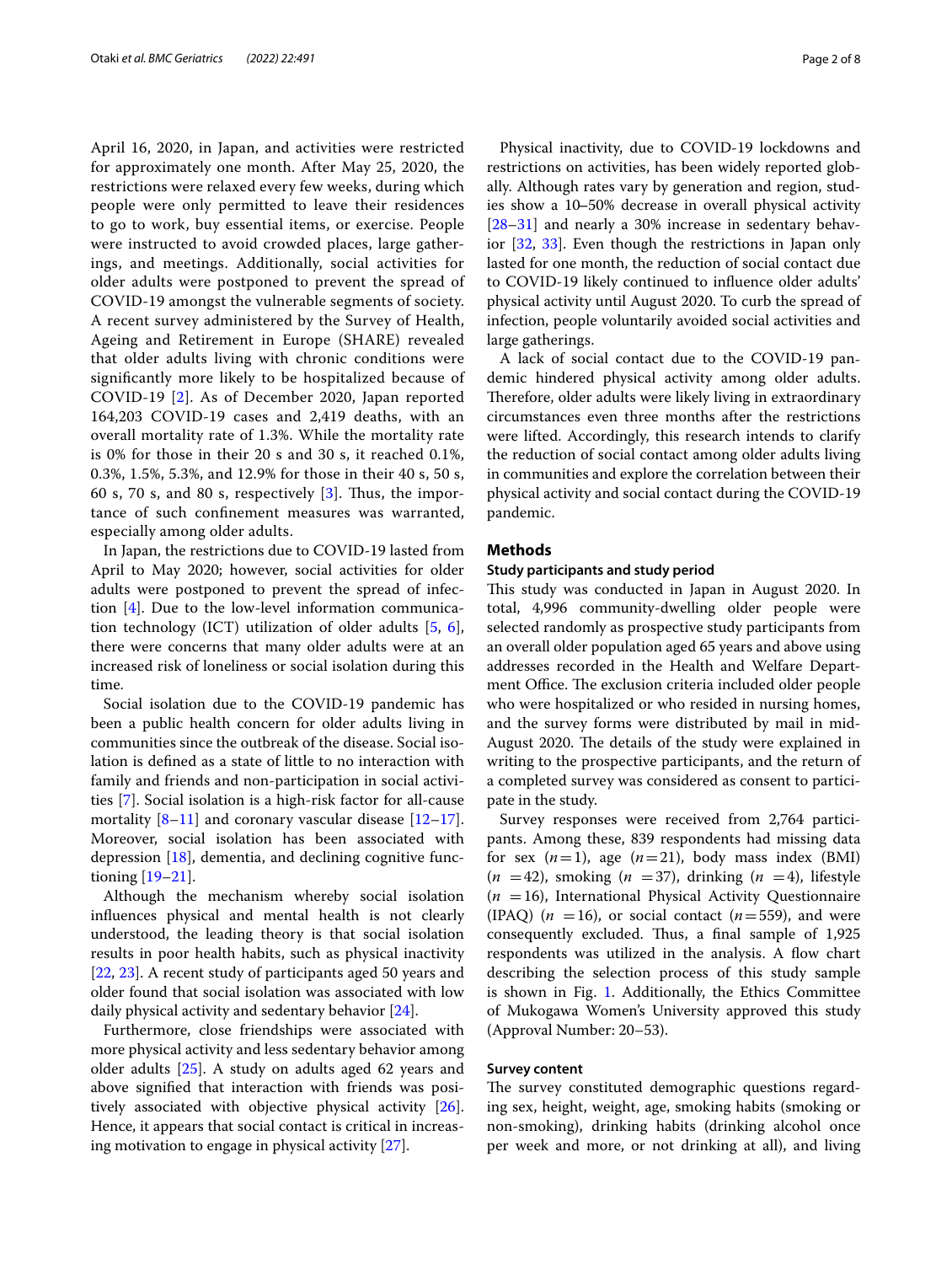April 16, 2020, in Japan, and activities were restricted for approximately one month. After May 25, 2020, the restrictions were relaxed every few weeks, during which people were only permitted to leave their residences to go to work, buy essential items, or exercise. People were instructed to avoid crowded places, large gatherings, and meetings. Additionally, social activities for older adults were postponed to prevent the spread of COVID-19 amongst the vulnerable segments of society. A recent survey administered by the Survey of Health, Ageing and Retirement in Europe (SHARE) revealed that older adults living with chronic conditions were significantly more likely to be hospitalized because of COVID-19 [2]. As of December 2020, Japan reported 164,203 COVID-19 cases and 2,419 deaths, with an overall mortality rate of 1.3%. While the mortality rate is 0% for those in their 20 s and 30 s, it reached 0.1%, 0.3%, 1.5%, 5.3%, and 12.9% for those in their 40 s, 50 s, 60 s, 70 s, and 80 s, respectively [3]. Thus, the importance of such confinement measures was warranted, especially among older adults.

In Japan, the restrictions due to COVID-19 lasted from April to May 2020; however, social activities for older adults were postponed to prevent the spread of infection [4]. Due to the low-level information communication technology (ICT) utilization of older adults [5, 6], there were concerns that many older adults were at an increased risk of loneliness or social isolation during this time.

Social isolation due to the COVID-19 pandemic has been a public health concern for older adults living in communities since the outbreak of the disease. Social isolation is defined as a state of little to no interaction with family and friends and non-participation in social activities [7]. Social isolation is a high-risk factor for all-cause mortality [8–11] and coronary vascular disease [12–17]. Moreover, social isolation has been associated with depression [18], dementia, and declining cognitive functioning [19–21].

Although the mechanism whereby social isolation influences physical and mental health is not clearly understood, the leading theory is that social isolation results in poor health habits, such as physical inactivity [22, 23]. A recent study of participants aged 50 years and older found that social isolation was associated with low daily physical activity and sedentary behavior [24].

Furthermore, close friendships were associated with more physical activity and less sedentary behavior among older adults [25]. A study on adults aged 62 years and above signified that interaction with friends was positively associated with objective physical activity [26]. Hence, it appears that social contact is critical in increasing motivation to engage in physical activity [27].

Physical inactivity, due to COVID-19 lockdowns and restrictions on activities, has been widely reported globally. Although rates vary by generation and region, studies show a 10–50% decrease in overall physical activity [28–31] and nearly a 30% increase in sedentary behavior [32, 33]. Even though the restrictions in Japan only lasted for one month, the reduction of social contact due to COVID-19 likely continued to influence older adults' physical activity until August 2020. To curb the spread of infection, people voluntarily avoided social activities and large gatherings.

A lack of social contact due to the COVID-19 pandemic hindered physical activity among older adults. Therefore, older adults were likely living in extraordinary circumstances even three months after the restrictions were lifted. Accordingly, this research intends to clarify the reduction of social contact among older adults living in communities and explore the correlation between their physical activity and social contact during the COVID-19 pandemic.

## Methods

### Study participants and study period

This study was conducted in Japan in August 2020. In total, 4,996 community-dwelling older people were selected randomly as prospective study participants from an overall older population aged 65 years and above using addresses recorded in the Health and Welfare Department Office. The exclusion criteria included older people who were hospitalized or who resided in nursing homes, and the survey forms were distributed by mail in mid-August 2020. The details of the study were explained in writing to the prospective participants, and the return of a completed survey was considered as consent to participate in the study.

Survey responses were received from 2,764 participants. Among these, 839 respondents had missing data for sex ($n=1$), age ($n=21$), body mass index (BMI) ($n=42$), smoking ($n=37$), drinking ($n=4$), lifestyle ($n=16$), International Physical Activity Questionnaire (IPAQ) ($n=16$), or social contact ($n=559$), and were consequently excluded. Thus, a final sample of 1,925 respondents was utilized in the analysis. A flow chart describing the selection process of this study sample is shown in Fig. 1. Additionally, the Ethics Committee of Mukogawa Women's University approved this study (Approval Number: 20–53).

### Survey content

The survey constituted demographic questions regarding sex, height, weight, age, smoking habits (smoking or non-smoking), drinking habits (drinking alcohol once per week and more, or not drinking at all), and living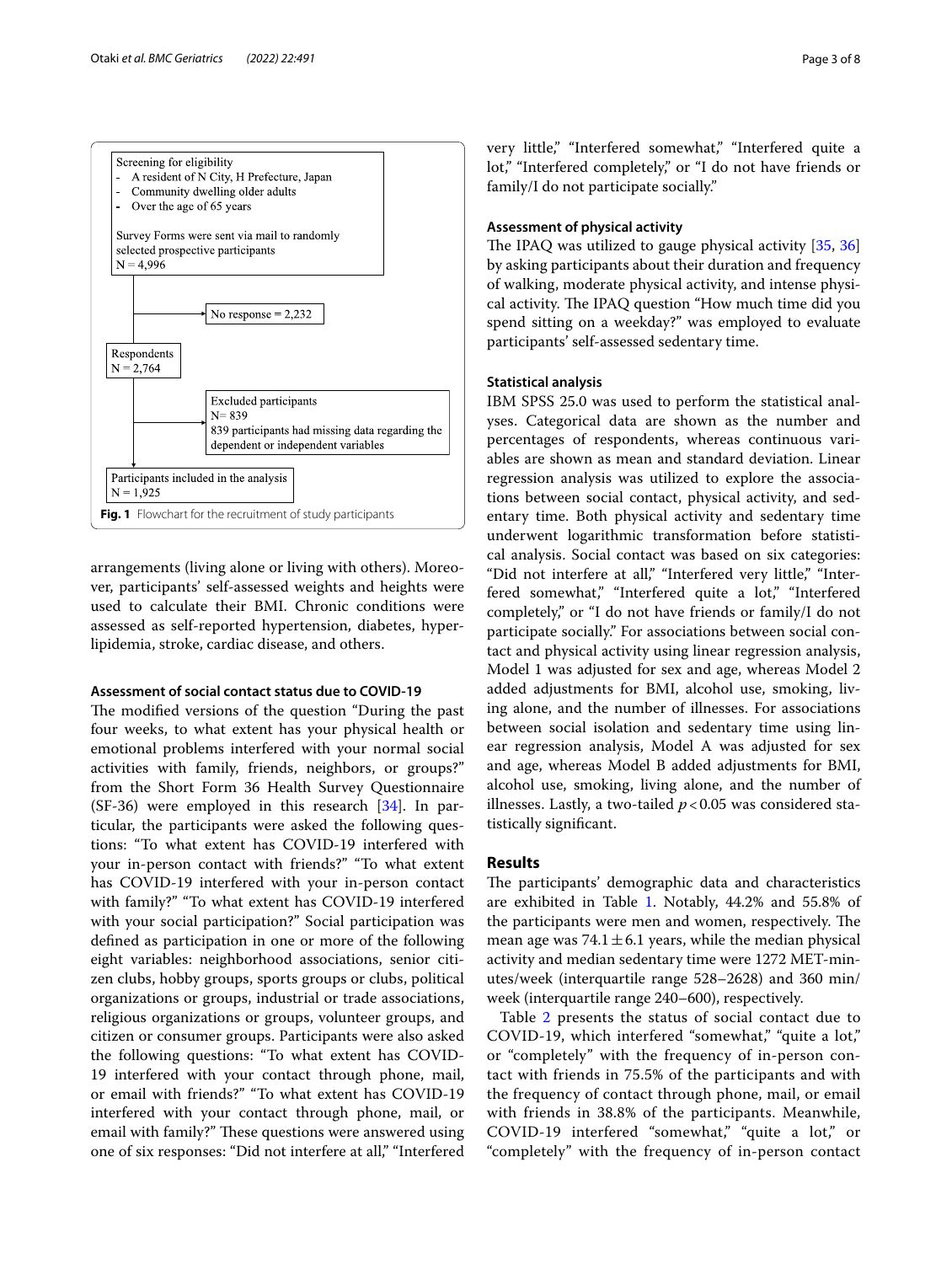Screening for eligibility

- A resident of N City, H Prefecture, Japan
- Community dwelling older adults
- Over the age of 65 years

Survey Forms were sent via mail to randomly selected prospective participants
N = 4,996

No response = 2,232

Respondents
N = 2,764

Excluded participants
N= 839
839 participants had missing data regarding the dependent or independent variables

Participants included in the analysis
N = 1,925

**Fig. 1** Flowchart for the recruitment of study participants

arrangements (living alone or living with others). Moreover, participants' self-assessed weights and heights were used to calculate their BMI. Chronic conditions were assessed as self-reported hypertension, diabetes, hyperlipidemia, stroke, cardiac disease, and others.

### Assessment of social contact status due to COVID-19

The modified versions of the question "During the past four weeks, to what extent has your physical health or emotional problems interfered with your normal social activities with family, friends, neighbors, or groups?" from the Short Form 36 Health Survey Questionnaire (SF-36) were employed in this research [34]. In particular, the participants were asked the following questions: "To what extent has COVID-19 interfered with your in-person contact with friends?" "To what extent has COVID-19 interfered with your in-person contact with family?" "To what extent has COVID-19 interfered with your social participation?" Social participation was defined as participation in one or more of the following eight variables: neighborhood associations, senior citizen clubs, hobby groups, sports groups or clubs, political organizations or groups, industrial or trade associations, religious organizations or groups, volunteer groups, and citizen or consumer groups. Participants were also asked the following questions: "To what extent has COVID-19 interfered with your contact through phone, mail, or email with friends?" "To what extent has COVID-19 interfered with your contact through phone, mail, or email with family?" These questions were answered using one of six responses: "Did not interfere at all," "Interfered very little," "Interfered somewhat," "Interfered quite a lot," "Interfered completely," or "I do not have friends or family/I do not participate socially."

### Assessment of physical activity

The IPAQ was utilized to gauge physical activity [35, 36] by asking participants about their duration and frequency of walking, moderate physical activity, and intense physical activity. The IPAQ question "How much time did you spend sitting on a weekday?" was employed to evaluate participants' self-assessed sedentary time.

### Statistical analysis

IBM SPSS 25.0 was used to perform the statistical analyses. Categorical data are shown as the number and percentages of respondents, whereas continuous variables are shown as mean and standard deviation. Linear regression analysis was utilized to explore the associations between social contact, physical activity, and sedentary time. Both physical activity and sedentary time underwent logarithmic transformation before statistical analysis. Social contact was based on six categories: "Did not interfere at all," "Interfered very little," "Interfered somewhat," "Interfered quite a lot," "Interfered completely," or "I do not have friends or family/I do not participate socially." For associations between social contact and physical activity using linear regression analysis, Model 1 was adjusted for sex and age, whereas Model 2 added adjustments for BMI, alcohol use, smoking, living alone, and the number of illnesses. For associations between social isolation and sedentary time using linear regression analysis, Model A was adjusted for sex and age, whereas Model B added adjustments for BMI, alcohol use, smoking, living alone, and the number of illnesses. Lastly, a two-tailed $p < 0.05$ was considered statistically significant.

## Results

The participants' demographic data and characteristics are exhibited in Table 1. Notably, 44.2% and 55.8% of the participants were men and women, respectively. The mean age was $74.1 \pm 6.1$ years, while the median physical activity and median sedentary time were 1272 MET-minutes/week (interquartile range 528–2628) and 360 min/week (interquartile range 240–600), respectively.

Table 2 presents the status of social contact due to COVID-19, which interfered "somewhat," "quite a lot," or "completely" with the frequency of in-person contact with friends in 75.5% of the participants and with the frequency of contact through phone, mail, or email with friends in 38.8% of the participants. Meanwhile, COVID-19 interfered "somewhat," "quite a lot," or "completely" with the frequency of in-person contact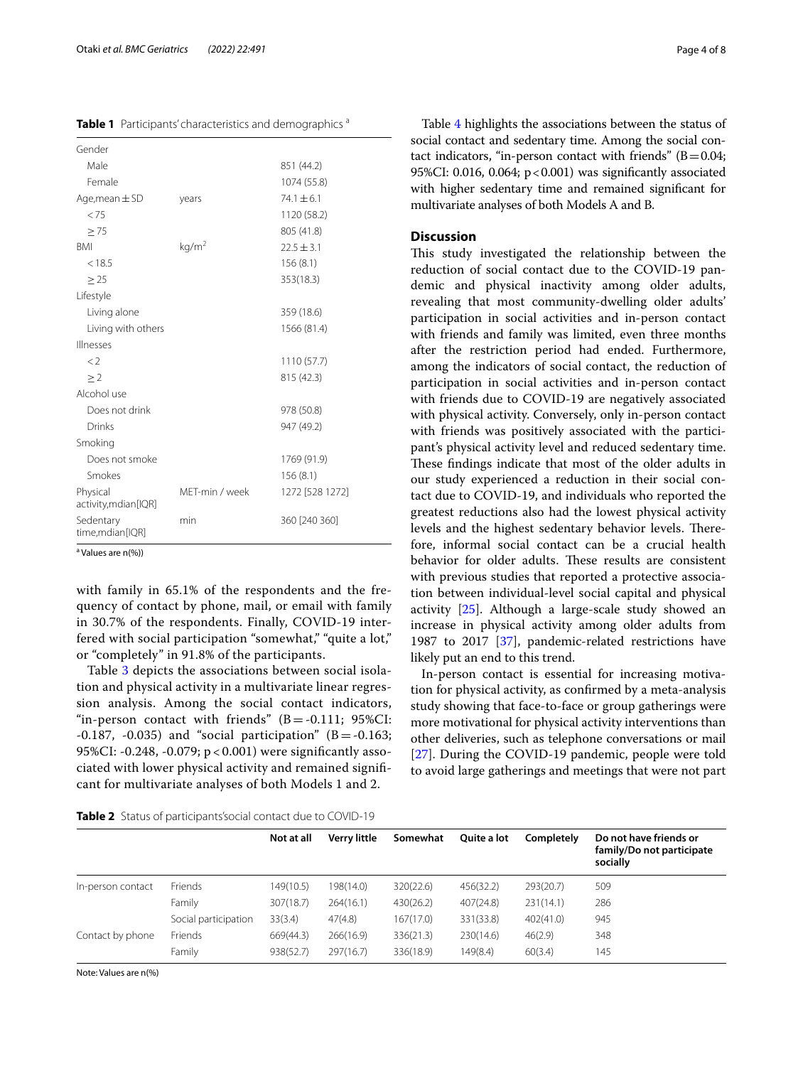**Table 1** Participants' characteristics and demographics [a]

| | | |
|---|---|---|
| Gender | | |
| Male | | 851 (44.2) |
| Female | | 1074 (55.8) |
| Age,mean ± SD | years | 74.1 ± 6.1 |
| < 75 | | 1120 (58.2) |
| ≥ 75 | | 805 (41.8) |
| BMI | kg/m$^2$ | 22.5 ± 3.1 |
| < 18.5 | | 156 (8.1) |
| ≥ 25 | | 353(18.3) |
| Lifestyle | | |
| Living alone | | 359 (18.6) |
| Living with others | | 1566 (81.4) |
| Illnesses | | |
| < 2 | | 1110 (57.7) |
| ≥ 2 | | 815 (42.3) |
| Alcohol use | | |
| Does not drink | | 978 (50.8) |
| Drinks | | 947 (49.2) |
| Smoking | | |
| Does not smoke | | 1769 (91.9) |
| Smokes | | 156 (8.1) |
| Physical activity,mdian[IQR] | MET-min / week | 1272 [528 1272] |
| Sedentary time,mdian[IQR] | min | 360 [240 360] |

[a] Values are n(%))

with family in 65.1% of the respondents and the frequency of contact by phone, mail, or email with family in 30.7% of the respondents. Finally, COVID-19 interfered with social participation "somewhat," "quite a lot," or "completely" in 91.8% of the participants.

Table 3 depicts the associations between social isolation and physical activity in a multivariate linear regression analysis. Among the social contact indicators, "in-person contact with friends" (B = -0.111; 95%CI: -0.187, -0.035) and "social participation" (B = -0.163; 95%CI: -0.248, -0.079; p < 0.001) were significantly associated with lower physical activity and remained significant for multivariate analyses of both Models 1 and 2.

Table 4 highlights the associations between the status of social contact and sedentary time. Among the social contact indicators, "in-person contact with friends" (B = 0.04; 95%CI: 0.016, 0.064; p < 0.001) was significantly associated with higher sedentary time and remained significant for multivariate analyses of both Models A and B.

## Discussion

This study investigated the relationship between the reduction of social contact due to the COVID-19 pandemic and physical inactivity among older adults, revealing that most community-dwelling older adults' participation in social activities and in-person contact with friends and family was limited, even three months after the restriction period had ended. Furthermore, among the indicators of social contact, the reduction of participation in social activities and in-person contact with friends due to COVID-19 are negatively associated with physical activity. Conversely, only in-person contact with friends was positively associated with the participant's physical activity level and reduced sedentary time. These findings indicate that most of the older adults in our study experienced a reduction in their social contact due to COVID-19, and individuals who reported the greatest reductions also had the lowest physical activity levels and the highest sedentary behavior levels. Therefore, informal social contact can be a crucial health behavior for older adults. These results are consistent with previous studies that reported a protective association between individual-level social capital and physical activity [25]. Although a large-scale study showed an increase in physical activity among older adults from 1987 to 2017 [37], pandemic-related restrictions have likely put an end to this trend.

In-person contact is essential for increasing motivation for physical activity, as confirmed by a meta-analysis study showing that face-to-face or group gatherings were more motivational for physical activity interventions than other deliveries, such as telephone conversations or mail [27]. During the COVID-19 pandemic, people were told to avoid large gatherings and meetings that were not part

**Table 2** Status of participants'social contact due to COVID-19

| | | Not at all | Verry little | Somewhat | Quite a lot | Completely | Do not have friends or family/Do not participate socially |
|---|---|---|---|---|---|---|---|
| In-person contact | Friends | 149(10.5) | 198(14.0) | 320(22.6) | 456(32.2) | 293(20.7) | 509 |
| | Family | 307(18.7) | 264(16.1) | 430(26.2) | 407(24.8) | 231(14.1) | 286 |
| | Social participation | 33(3.4) | 47(4.8) | 167(17.0) | 331(33.8) | 402(41.0) | 945 |
| Contact by phone | Friends | 669(44.3) | 266(16.9) | 336(21.3) | 230(14.6) | 46(2.9) | 348 |
| | Family | 938(52.7) | 297(16.7) | 336(18.9) | 149(8.4) | 60(3.4) | 145 |

Note: Values are n(%)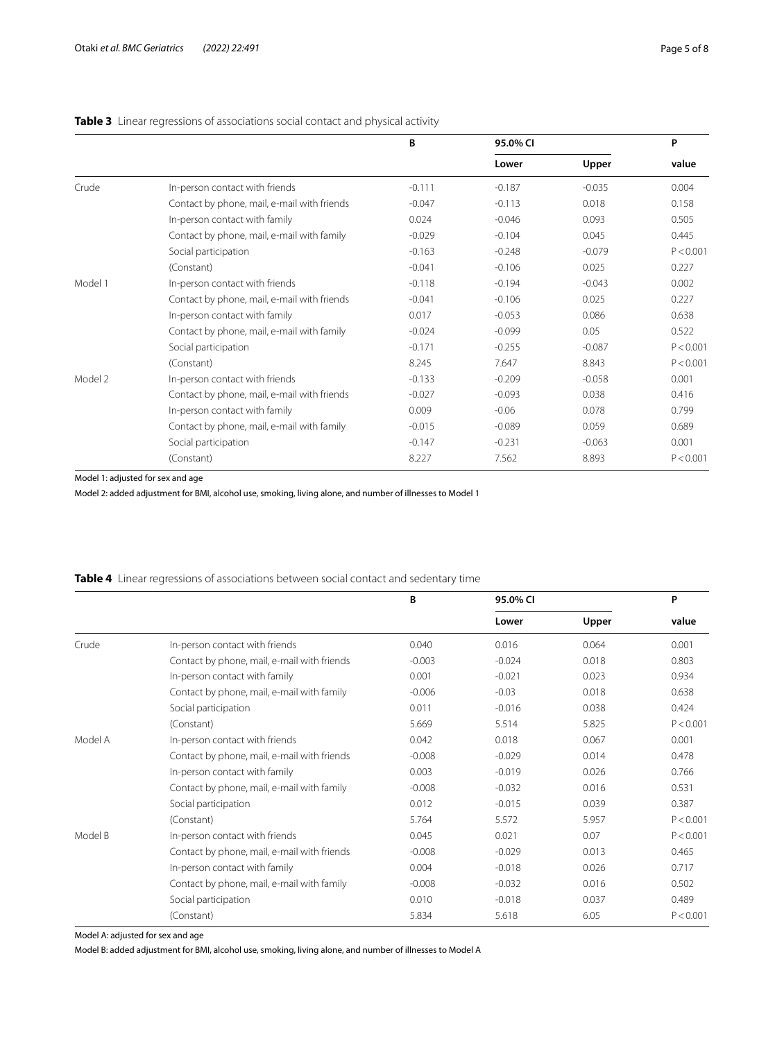**Table 3** Linear regressions of associations social contact and physical activity

| | | B | 95.0% CI | | P |
|---|---|---|---|---|---|
| | | | Lower | Upper | value |
| Crude | In-person contact with friends | -0.111 | -0.187 | -0.035 | 0.004 |
| | Contact by phone, mail, e-mail with friends | -0.047 | -0.113 | 0.018 | 0.158 |
| | In-person contact with family | 0.024 | -0.046 | 0.093 | 0.505 |
| | Contact by phone, mail, e-mail with family | -0.029 | -0.104 | 0.045 | 0.445 |
| | Social participation | -0.163 | -0.248 | -0.079 | P < 0.001 |
| | (Constant) | -0.041 | -0.106 | 0.025 | 0.227 |
| Model 1 | In-person contact with friends | -0.118 | -0.194 | -0.043 | 0.002 |
| | Contact by phone, mail, e-mail with friends | -0.041 | -0.106 | 0.025 | 0.227 |
| | In-person contact with family | 0.017 | -0.053 | 0.086 | 0.638 |
| | Contact by phone, mail, e-mail with family | -0.024 | -0.099 | 0.05 | 0.522 |
| | Social participation | -0.171 | -0.255 | -0.087 | P < 0.001 |
| | (Constant) | 8.245 | 7.647 | 8.843 | P < 0.001 |
| Model 2 | In-person contact with friends | -0.133 | -0.209 | -0.058 | 0.001 |
| | Contact by phone, mail, e-mail with friends | -0.027 | -0.093 | 0.038 | 0.416 |
| | In-person contact with family | 0.009 | -0.06 | 0.078 | 0.799 |
| | Contact by phone, mail, e-mail with family | -0.015 | -0.089 | 0.059 | 0.689 |
| | Social participation | -0.147 | -0.231 | -0.063 | 0.001 |
| | (Constant) | 8.227 | 7.562 | 8.893 | P < 0.001 |

Model 1: adjusted for sex and age

Model 2: added adjustment for BMI, alcohol use, smoking, living alone, and number of illnesses to Model 1

**Table 4** Linear regressions of associations between social contact and sedentary time

| | | B | 95.0% CI | | P |
|---|---|---|---|---|---|
| | | | Lower | Upper | value |
| Crude | In-person contact with friends | 0.040 | 0.016 | 0.064 | 0.001 |
| | Contact by phone, mail, e-mail with friends | -0.003 | -0.024 | 0.018 | 0.803 |
| | In-person contact with family | 0.001 | -0.021 | 0.023 | 0.934 |
| | Contact by phone, mail, e-mail with family | -0.006 | -0.03 | 0.018 | 0.638 |
| | Social participation | 0.011 | -0.016 | 0.038 | 0.424 |
| | (Constant) | 5.669 | 5.514 | 5.825 | P < 0.001 |
| Model A | In-person contact with friends | 0.042 | 0.018 | 0.067 | 0.001 |
| | Contact by phone, mail, e-mail with friends | -0.008 | -0.029 | 0.014 | 0.478 |
| | In-person contact with family | 0.003 | -0.019 | 0.026 | 0.766 |
| | Contact by phone, mail, e-mail with family | -0.008 | -0.032 | 0.016 | 0.531 |
| | Social participation | 0.012 | -0.015 | 0.039 | 0.387 |
| | (Constant) | 5.764 | 5.572 | 5.957 | P < 0.001 |
| Model B | In-person contact with friends | 0.045 | 0.021 | 0.07 | P < 0.001 |
| | Contact by phone, mail, e-mail with friends | -0.008 | -0.029 | 0.013 | 0.465 |
| | In-person contact with family | 0.004 | -0.018 | 0.026 | 0.717 |
| | Contact by phone, mail, e-mail with family | -0.008 | -0.032 | 0.016 | 0.502 |
| | Social participation | 0.010 | -0.018 | 0.037 | 0.489 |
| | (Constant) | 5.834 | 5.618 | 6.05 | P < 0.001 |

Model A: adjusted for sex and age

Model B: added adjustment for BMI, alcohol use, smoking, living alone, and number of illnesses to Model A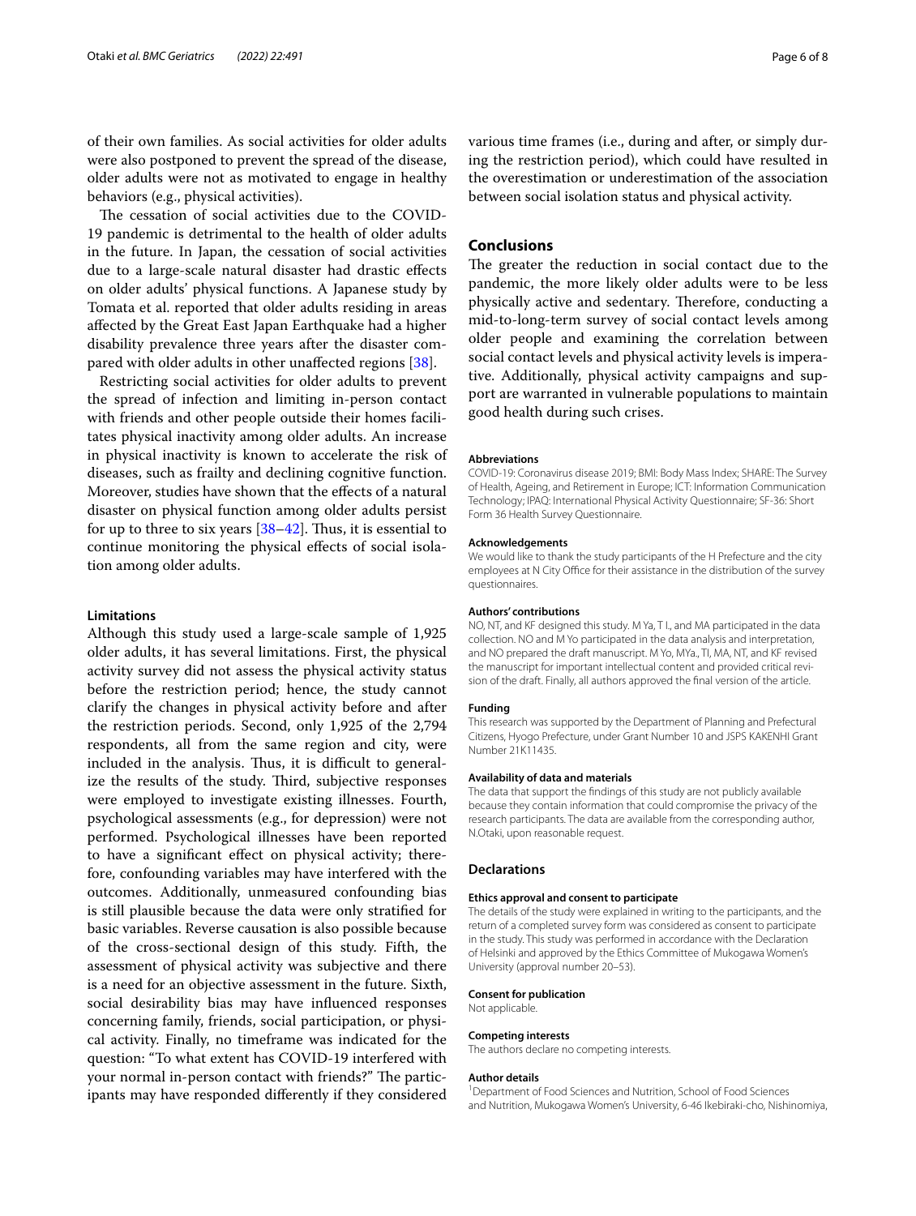of their own families. As social activities for older adults were also postponed to prevent the spread of the disease, older adults were not as motivated to engage in healthy behaviors (e.g., physical activities).

The cessation of social activities due to the COVID-19 pandemic is detrimental to the health of older adults in the future. In Japan, the cessation of social activities due to a large-scale natural disaster had drastic effects on older adults' physical functions. A Japanese study by Tomata et al. reported that older adults residing in areas affected by the Great East Japan Earthquake had a higher disability prevalence three years after the disaster compared with older adults in other unaffected regions [38].

Restricting social activities for older adults to prevent the spread of infection and limiting in-person contact with friends and other people outside their homes facilitates physical inactivity among older adults. An increase in physical inactivity is known to accelerate the risk of diseases, such as frailty and declining cognitive function. Moreover, studies have shown that the effects of a natural disaster on physical function among older adults persist for up to three to six years [38–42]. Thus, it is essential to continue monitoring the physical effects of social isolation among older adults.

### Limitations

Although this study used a large-scale sample of 1,925 older adults, it has several limitations. First, the physical activity survey did not assess the physical activity status before the restriction period; hence, the study cannot clarify the changes in physical activity before and after the restriction periods. Second, only 1,925 of the 2,794 respondents, all from the same region and city, were included in the analysis. Thus, it is difficult to generalize the results of the study. Third, subjective responses were employed to investigate existing illnesses. Fourth, psychological assessments (e.g., for depression) were not performed. Psychological illnesses have been reported to have a significant effect on physical activity; therefore, confounding variables may have interfered with the outcomes. Additionally, unmeasured confounding bias is still plausible because the data were only stratified for basic variables. Reverse causation is also possible because of the cross-sectional design of this study. Fifth, the assessment of physical activity was subjective and there is a need for an objective assessment in the future. Sixth, social desirability bias may have influenced responses concerning family, friends, social participation, or physical activity. Finally, no timeframe was indicated for the question: "To what extent has COVID-19 interfered with your normal in-person contact with friends?" The participants may have responded differently if they considered various time frames (i.e., during and after, or simply during the restriction period), which could have resulted in the overestimation or underestimation of the association between social isolation status and physical activity.

## Conclusions

The greater the reduction in social contact due to the pandemic, the more likely older adults were to be less physically active and sedentary. Therefore, conducting a mid-to-long-term survey of social contact levels among older people and examining the correlation between social contact levels and physical activity levels is imperative. Additionally, physical activity campaigns and support are warranted in vulnerable populations to maintain good health during such crises.

#### Abbreviations

COVID-19: Coronavirus disease 2019; BMI: Body Mass Index; SHARE: The Survey of Health, Ageing, and Retirement in Europe; ICT: Information Communication Technology; IPAQ: International Physical Activity Questionnaire; SF-36: Short Form 36 Health Survey Questionnaire.

#### Acknowledgements

We would like to thank the study participants of the H Prefecture and the city employees at N City Office for their assistance in the distribution of the survey questionnaires.

#### Authors' contributions

NO, NT, and KF designed this study. M Ya, T I., and MA participated in the data collection. NO and M Yo participated in the data analysis and interpretation, and NO prepared the draft manuscript. M Yo, MYa., TI, MA, NT, and KF revised the manuscript for important intellectual content and provided critical revision of the draft. Finally, all authors approved the final version of the article.

#### Funding

This research was supported by the Department of Planning and Prefectural Citizens, Hyogo Prefecture, under Grant Number 10 and JSPS KAKENHI Grant Number 21K11435.

#### Availability of data and materials

The data that support the findings of this study are not publicly available because they contain information that could compromise the privacy of the research participants. The data are available from the corresponding author, N.Otaki, upon reasonable request.

### Declarations

#### Ethics approval and consent to participate

The details of the study were explained in writing to the participants, and the return of a completed survey form was considered as consent to participate in the study. This study was performed in accordance with the Declaration of Helsinki and approved by the Ethics Committee of Mukogawa Women's University (approval number 20–53).

#### Consent for publication

Not applicable.

#### Competing interests

The authors declare no competing interests.

#### Author details

[1] Department of Food Sciences and Nutrition, School of Food Sciences and Nutrition, Mukogawa Women's University, 6-46 Ikebiraki-cho, Nishinomiya,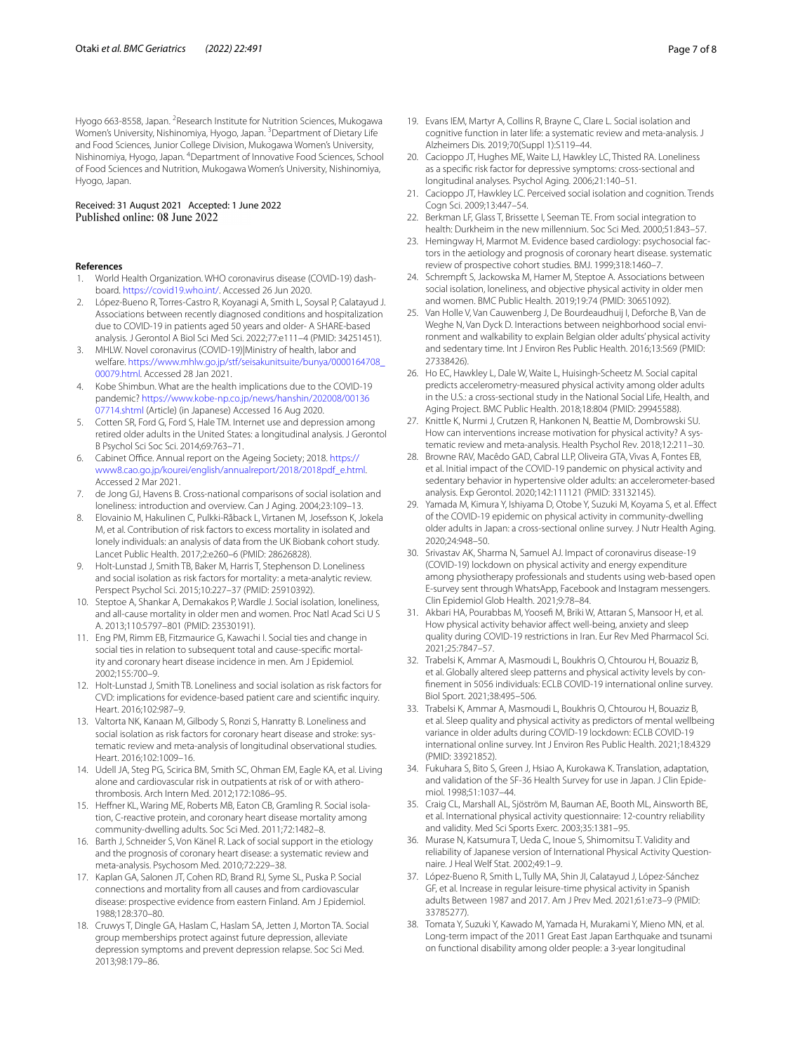Hyogo 663-8558, Japan. [2]Research Institute for Nutrition Sciences, Mukogawa Women's University, Nishinomiya, Hyogo, Japan. [3]Department of Dietary Life and Food Sciences, Junior College Division, Mukogawa Women's University, Nishinomiya, Hyogo, Japan. [4]Department of Innovative Food Sciences, School of Food Sciences and Nutrition, Mukogawa Women's University, Nishinomiya, Hyogo, Japan.

Received: 31 August 2021 Accepted: 1 June 2022
Published online: 08 June 2022

#### References

1. World Health Organization. WHO coronavirus disease (COVID-19) dashboard. https://covid19.who.int/. Accessed 26 Jun 2020.
2. López-Bueno R, Torres-Castro R, Koyanagi A, Smith L, Soysal P, Calatayud J. Associations between recently diagnosed conditions and hospitalization due to COVID-19 in patients aged 50 years and older- A SHARE-based analysis. J Gerontol A Biol Sci Med Sci. 2022;77:e111–4 (PMID: 34251451).
3. MHLW. Novel coronavirus (COVID-19)|Ministry of health, labor and welfare. https://www.mhlw.go.jp/stf/seisakunitsuite/bunya/0000164708_00079.html. Accessed 28 Jan 2021.
4. Kobe Shimbun. What are the health implications due to the COVID-19 pandemic? https://www.kobe-np.co.jp/news/hanshin/202008/0013607714.shtml (Article) (in Japanese) Accessed 16 Aug 2020.
5. Cotten SR, Ford G, Ford S, Hale TM. Internet use and depression among retired older adults in the United States: a longitudinal analysis. J Gerontol B Psychol Sci Soc Sci. 2014;69:763–71.
6. Cabinet Office. Annual report on the Ageing Society; 2018. https://www8.cao.go.jp/kourei/english/annualreport/2018/2018pdf_e.html. Accessed 2 Mar 2021.
7. de Jong GJ, Havens B. Cross-national comparisons of social isolation and loneliness: introduction and overview. Can J Aging. 2004;23:109–13.
8. Elovainio M, Hakulinen C, Pulkki-Råback L, Virtanen M, Josefsson K, Jokela M, et al. Contribution of risk factors to excess mortality in isolated and lonely individuals: an analysis of data from the UK Biobank cohort study. Lancet Public Health. 2017;2:e260–6 (PMID: 28626828).
9. Holt-Lunstad J, Smith TB, Baker M, Harris T, Stephenson D. Loneliness and social isolation as risk factors for mortality: a meta-analytic review. Perspect Psychol Sci. 2015;10:227–37 (PMID: 25910392).
10. Steptoe A, Shankar A, Demakakos P, Wardle J. Social isolation, loneliness, and all-cause mortality in older men and women. Proc Natl Acad Sci U S A. 2013;110:5797–801 (PMID: 23530191).
11. Eng PM, Rimm EB, Fitzmaurice G, Kawachi I. Social ties and change in social ties in relation to subsequent total and cause-specific mortality and coronary heart disease incidence in men. Am J Epidemiol. 2002;155:700–9.
12. Holt-Lunstad J, Smith TB. Loneliness and social isolation as risk factors for CVD: implications for evidence-based patient care and scientific inquiry. Heart. 2016;102:987–9.
13. Valtorta NK, Kanaan M, Gilbody S, Ronzi S, Hanratty B. Loneliness and social isolation as risk factors for coronary heart disease and stroke: systematic review and meta-analysis of longitudinal observational studies. Heart. 2016;102:1009–16.
14. Udell JA, Steg PG, Scirica BM, Smith SC, Ohman EM, Eagle KA, et al. Living alone and cardiovascular risk in outpatients at risk of or with atherothrombosis. Arch Intern Med. 2012;172:1086–95.
15. Heffner KL, Waring ME, Roberts MB, Eaton CB, Gramling R. Social isolation, C-reactive protein, and coronary heart disease mortality among community-dwelling adults. Soc Sci Med. 2011;72:1482–8.
16. Barth J, Schneider S, Von Känel R. Lack of social support in the etiology and the prognosis of coronary heart disease: a systematic review and meta-analysis. Psychosom Med. 2010;72:229–38.
17. Kaplan GA, Salonen JT, Cohen RD, Brand RJ, Syme SL, Puska P. Social connections and mortality from all causes and from cardiovascular disease: prospective evidence from eastern Finland. Am J Epidemiol. 1988;128:370–80.
18. Cruwys T, Dingle GA, Haslam C, Haslam SA, Jetten J, Morton TA. Social group memberships protect against future depression, alleviate depression symptoms and prevent depression relapse. Soc Sci Med. 2013;98:179–86.
19. Evans IEM, Martyr A, Collins R, Brayne C, Clare L. Social isolation and cognitive function in later life: a systematic review and meta-analysis. J Alzheimers Dis. 2019;70(Suppl 1):S119–44.
20. Cacioppo JT, Hughes ME, Waite LJ, Hawkley LC, Thisted RA. Loneliness as a specific risk factor for depressive symptoms: cross-sectional and longitudinal analyses. Psychol Aging. 2006;21:140–51.
21. Cacioppo JT, Hawkley LC. Perceived social isolation and cognition. Trends Cogn Sci. 2009;13:447–54.
22. Berkman LF, Glass T, Brissette I, Seeman TE. From social integration to health: Durkheim in the new millennium. Soc Sci Med. 2000;51:843–57.
23. Hemingway H, Marmot M. Evidence based cardiology: psychosocial factors in the aetiology and prognosis of coronary heart disease. systematic review of prospective cohort studies. BMJ. 1999;318:1460–7.
24. Schrempft S, Jackowska M, Hamer M, Steptoe A. Associations between social isolation, loneliness, and objective physical activity in older men and women. BMC Public Health. 2019;19:74 (PMID: 30651092).
25. Van Holle V, Van Cauwenberg J, De Bourdeaudhuij I, Deforche B, Van de Weghe N, Van Dyck D. Interactions between neighborhood social environment and walkability to explain Belgian older adults' physical activity and sedentary time. Int J Environ Res Public Health. 2016;13:569 (PMID: 27338426).
26. Ho EC, Hawkley L, Dale W, Waite L, Huisingh-Scheetz M. Social capital predicts accelerometry-measured physical activity among older adults in the U.S.: a cross-sectional study in the National Social Life, Health, and Aging Project. BMC Public Health. 2018;18:804 (PMID: 29945588).
27. Knittle K, Nurmi J, Crutzen R, Hankonen N, Beattie M, Dombrowski SU. How can interventions increase motivation for physical activity? A systematic review and meta-analysis. Health Psychol Rev. 2018;12:211–30.
28. Browne RAV, Macêdo GAD, Cabral LLP, Oliveira GTA, Vivas A, Fontes EB, et al. Initial impact of the COVID-19 pandemic on physical activity and sedentary behavior in hypertensive older adults: an accelerometer-based analysis. Exp Gerontol. 2020;142:111121 (PMID: 33132145).
29. Yamada M, Kimura Y, Ishiyama D, Otobe Y, Suzuki M, Koyama S, et al. Effect of the COVID-19 epidemic on physical activity in community-dwelling older adults in Japan: a cross-sectional online survey. J Nutr Health Aging. 2020;24:948–50.
30. Srivastav AK, Sharma N, Samuel AJ. Impact of coronavirus disease-19 (COVID-19) lockdown on physical activity and energy expenditure among physiotherapy professionals and students using web-based open E-survey sent through WhatsApp, Facebook and Instagram messengers. Clin Epidemiol Glob Health. 2021;9:78–84.
31. Akbari HA, Pourabbas M, Yoosefi M, Briki W, Attaran S, Mansoor H, et al. How physical activity behavior affect well-being, anxiety and sleep quality during COVID-19 restrictions in Iran. Eur Rev Med Pharmacol Sci. 2021;25:7847–57.
32. Trabelsi K, Ammar A, Masmoudi L, Boukhris O, Chtourou H, Bouaziz B, et al. Globally altered sleep patterns and physical activity levels by confinement in 5056 individuals: ECLB COVID-19 international online survey. Biol Sport. 2021;38:495–506.
33. Trabelsi K, Ammar A, Masmoudi L, Boukhris O, Chtourou H, Bouaziz B, et al. Sleep quality and physical activity as predictors of mental wellbeing variance in older adults during COVID-19 lockdown: ECLB COVID-19 international online survey. Int J Environ Res Public Health. 2021;18:4329 (PMID: 33921852).
34. Fukuhara S, Bito S, Green J, Hsiao A, Kurokawa K. Translation, adaptation, and validation of the SF-36 Health Survey for use in Japan. J Clin Epidemiol. 1998;51:1037–44.
35. Craig CL, Marshall AL, Sjöström M, Bauman AE, Booth ML, Ainsworth BE, et al. International physical activity questionnaire: 12-country reliability and validity. Med Sci Sports Exerc. 2003;35:1381–95.
36. Murase N, Katsumura T, Ueda C, Inoue S, Shimomitsu T. Validity and reliability of Japanese version of International Physical Activity Questionnaire. J Heal Welf Stat. 2002;49:1–9.
37. López-Bueno R, Smith L, Tully MA, Shin JI, Calatayud J, López-Sánchez GF, et al. Increase in regular leisure-time physical activity in Spanish adults Between 1987 and 2017. Am J Prev Med. 2021;61:e73–9 (PMID: 33785277).
38. Tomata Y, Suzuki Y, Kawado M, Yamada H, Murakami Y, Mieno MN, et al. Long-term impact of the 2011 Great East Japan Earthquake and tsunami on functional disability among older people: a 3-year longitudinal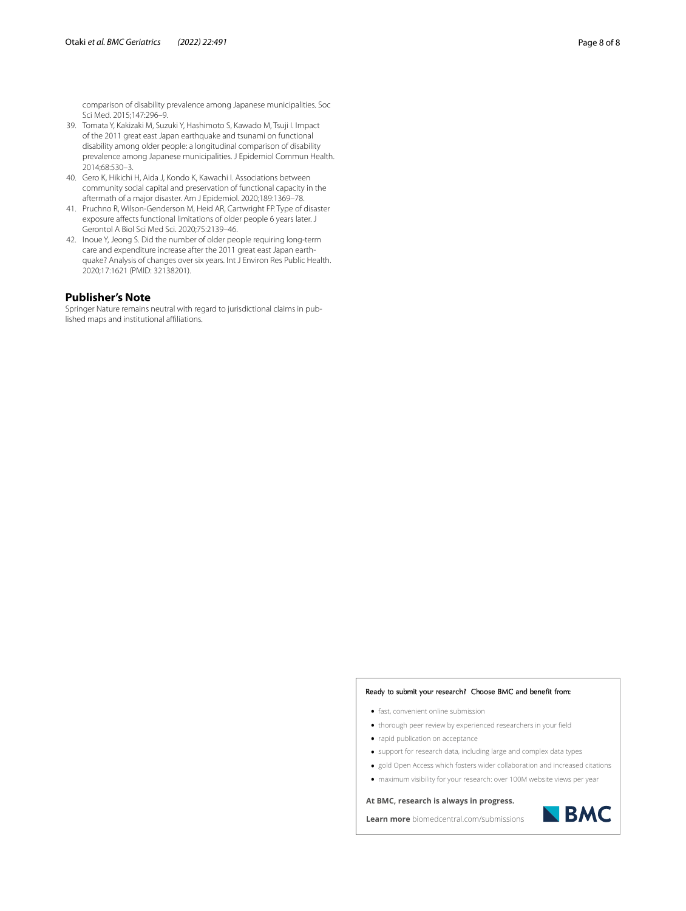comparison of disability prevalence among Japanese municipalities. Soc Sci Med. 2015;147:296–9.

39. Tomata Y, Kakizaki M, Suzuki Y, Hashimoto S, Kawado M, Tsuji I. Impact of the 2011 great east Japan earthquake and tsunami on functional disability among older people: a longitudinal comparison of disability prevalence among Japanese municipalities. J Epidemiol Commun Health. 2014;68:530–3.
40. Gero K, Hikichi H, Aida J, Kondo K, Kawachi I. Associations between community social capital and preservation of functional capacity in the aftermath of a major disaster. Am J Epidemiol. 2020;189:1369–78.
41. Pruchno R, Wilson-Genderson M, Heid AR, Cartwright FP. Type of disaster exposure affects functional limitations of older people 6 years later. J Gerontol A Biol Sci Med Sci. 2020;75:2139–46.
42. Inoue Y, Jeong S. Did the number of older people requiring long-term care and expenditure increase after the 2011 great east Japan earthquake? Analysis of changes over six years. Int J Environ Res Public Health. 2020;17:1621 (PMID: 32138201).

## Publisher's Note

Springer Nature remains neutral with regard to jurisdictional claims in published maps and institutional affiliations.

Ready to submit your research? Choose BMC and benefit from:

- fast, convenient online submission
- thorough peer review by experienced researchers in your field
- rapid publication on acceptance
- support for research data, including large and complex data types
- gold Open Access which fosters wider collaboration and increased citations
- maximum visibility for your research: over 100M website views per year

**At BMC, research is always in progress.**

**Learn more** biomedcentral.com/submissions

BMC